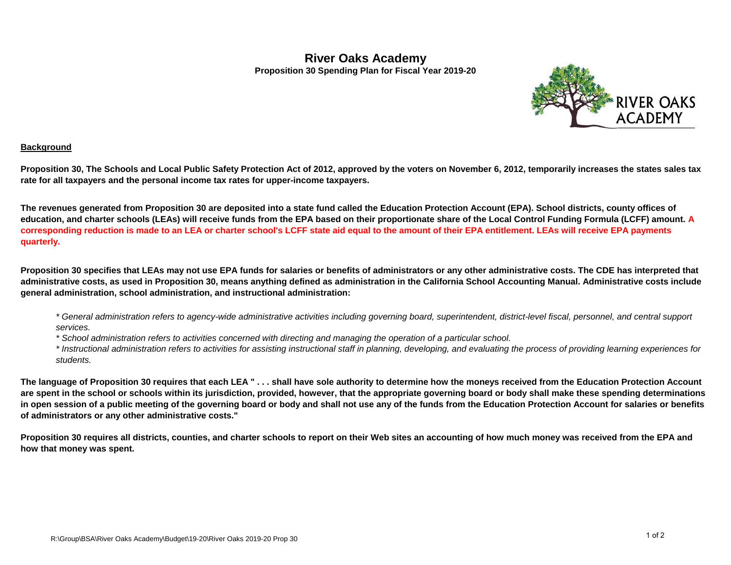# River Oaks Academy

**Proposition 30 Spending Plan for Fiscal Year 2019-20**

**Background**

**Proposition 30, The Schools and Local Public Safety Protection Act of 2012, approved by the voters on November 6, 2012, temporarily increases the states sales tax rate for all taxpayers and the personal income tax rates for upper-income taxpayers.**

**The revenues generated from Proposition 30 are deposited into a state fund called the Education Protection Account (EPA). School districts, county offices of education, and charter schools (LEAs) will receive funds from the EPA based on their proportionate share of the Local Control Funding Formula (LCFF) amount. A corresponding reduction is made to an LEA or charter school's LCFF state aid equal to the amount of their EPA entitlement. LEAs will receive EPA payments quarterly.**

**Proposition 30 specifies that LEAs may not use EPA funds for salaries or benefits of administrators or any other administrative costs. The CDE has interpreted that administrative costs, as used in Proposition 30, means anything defined as administration in the California School Accounting Manual. Administrative costs include general administration, school administration, and instructional administration:**

*\* General administration refers to agency-wide administrative activities including governing board, superintendent, district-level fiscal, personnel, and central support services.*

*\* School administration refers to activities concerned with directing and managing the operation of a particular school.*

*\* Instructional administration refers to activities for assisting instructional staff in planning, developing, and evaluating the process of providing learning experiences for students.*

**The language of Proposition 30 requires that each LEA " . . . shall have sole authority to determine how the moneys received from the Education Protection Account are spent in the school or schools within its jurisdiction, provided, however, that the appropriate governing board or body shall make these spending determinations in open session of a public meeting of the governing board or body and shall not use any of the funds from the Education Protection Account for salaries or benefits of administrators or any other administrative costs."**

**Proposition 30 requires all districts, counties, and charter schools to report on their Web sites an accounting of how much money was received from the EPA and how that money was spent.**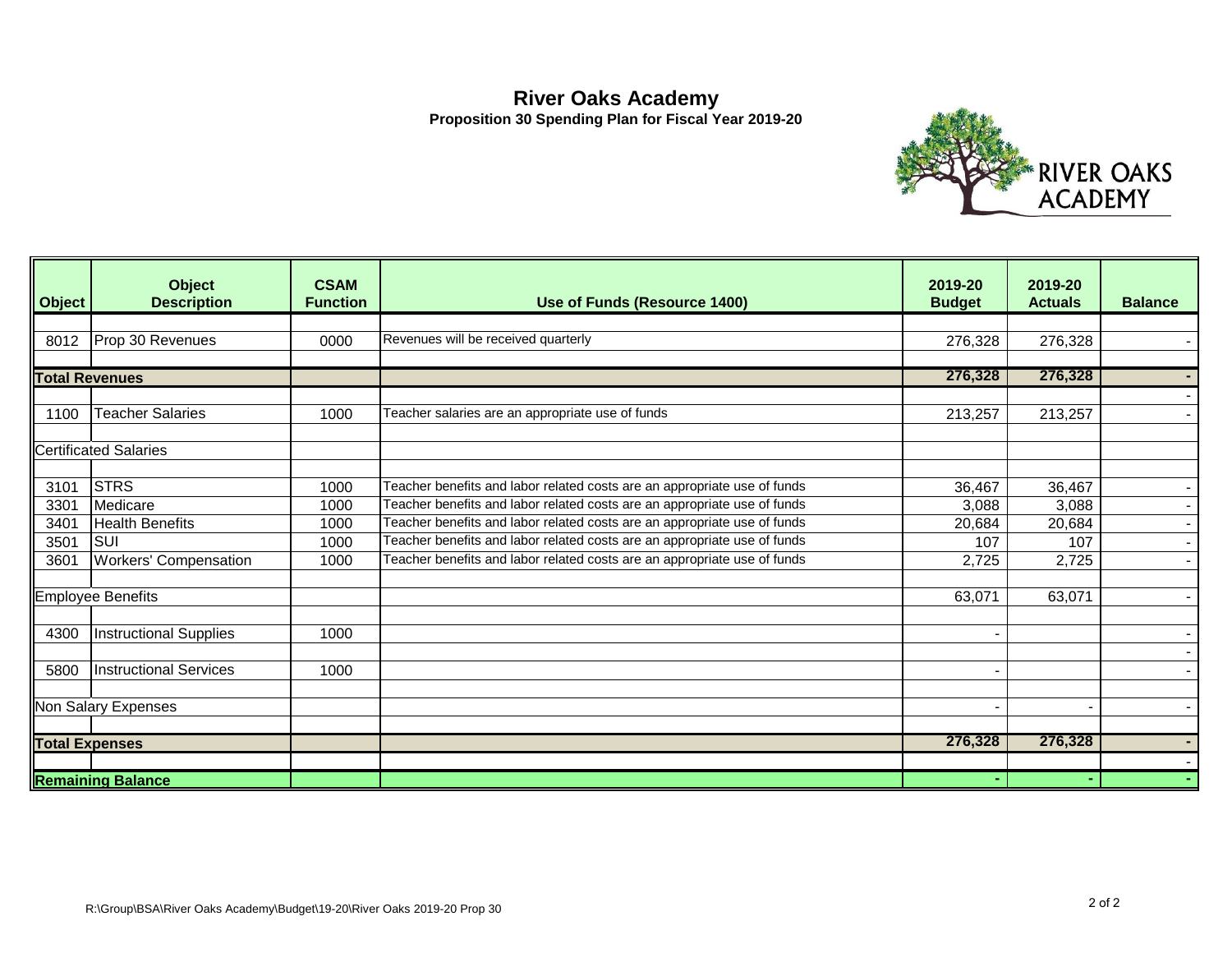# River Oaks Academy

**Proposition 30 Spending Plan for Fiscal Year 2019-20**

| Object | Object Description | CSAM Function | Use of Funds (Resource 1400) | 2019-20 Budget | 2019-20 Actuals | Balance |
|---|---|---|---|---|---|---|
| | | | | | | |
| 8012 | Prop 30 Revenues | 0000 | Revenues will be received quarterly | 276,328 | 276,328 | - |
| | | | | | | |
| **Total Revenues** | | | | **276,328** | **276,328** | **-** |
| | | | | | | - |
| 1100 | Teacher Salaries | 1000 | Teacher salaries are an appropriate use of funds | 213,257 | 213,257 | - |
| | | | | | | |
| Certificated Salaries | | | | | | |
| | | | | | | |
| 3101 | STRS | 1000 | Teacher benefits and labor related costs are an appropriate use of funds | 36,467 | 36,467 | - |
| 3301 | Medicare | 1000 | Teacher benefits and labor related costs are an appropriate use of funds | 3,088 | 3,088 | - |
| 3401 | Health Benefits | 1000 | Teacher benefits and labor related costs are an appropriate use of funds | 20,684 | 20,684 | - |
| 3501 | SUI | 1000 | Teacher benefits and labor related costs are an appropriate use of funds | 107 | 107 | - |
| 3601 | Workers' Compensation | 1000 | Teacher benefits and labor related costs are an appropriate use of funds | 2,725 | 2,725 | - |
| | | | | | | |
| Employee Benefits | | | | 63,071 | 63,071 | - |
| | | | | | | |
| 4300 | Instructional Supplies | 1000 | | - | | - |
| | | | | | | - |
| 5800 | Instructional Services | 1000 | | - | | - |
| | | | | | | |
| Non Salary Expenses | | | | - | - | - |
| | | | | | | |
| **Total Expenses** | | | | **276,328** | **276,328** | **-** |
| | | | | | | - |
| **Remaining Balance** | | | | **-** | **-** | **-** |

R:\Group\BSA\River Oaks Academy\Budget\19-20\River Oaks 2019-20 Prop 30